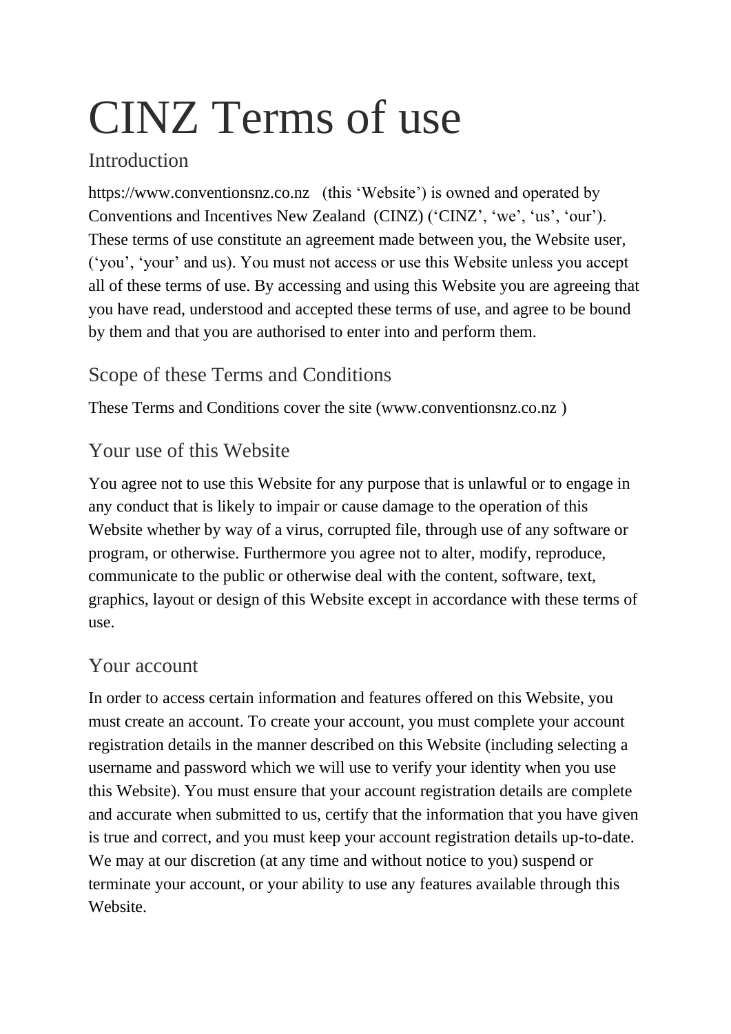# CINZ Terms of use

## Introduction

https://www.conventionsnz.co.nz (this 'Website') is owned and operated by Conventions and Incentives New Zealand (CINZ) ('CINZ', 'we', 'us', 'our'). These terms of use constitute an agreement made between you, the Website user, ('you', 'your' and us). You must not access or use this Website unless you accept all of these terms of use. By accessing and using this Website you are agreeing that you have read, understood and accepted these terms of use, and agree to be bound by them and that you are authorised to enter into and perform them.

## Scope of these Terms and Conditions

These Terms and Conditions cover the site (www.conventionsnz.co.nz )

## Your use of this Website

You agree not to use this Website for any purpose that is unlawful or to engage in any conduct that is likely to impair or cause damage to the operation of this Website whether by way of a virus, corrupted file, through use of any software or program, or otherwise. Furthermore you agree not to alter, modify, reproduce, communicate to the public or otherwise deal with the content, software, text, graphics, layout or design of this Website except in accordance with these terms of use.

## Your account

In order to access certain information and features offered on this Website, you must create an account. To create your account, you must complete your account registration details in the manner described on this Website (including selecting a username and password which we will use to verify your identity when you use this Website). You must ensure that your account registration details are complete and accurate when submitted to us, certify that the information that you have given is true and correct, and you must keep your account registration details up-to-date. We may at our discretion (at any time and without notice to you) suspend or terminate your account, or your ability to use any features available through this Website.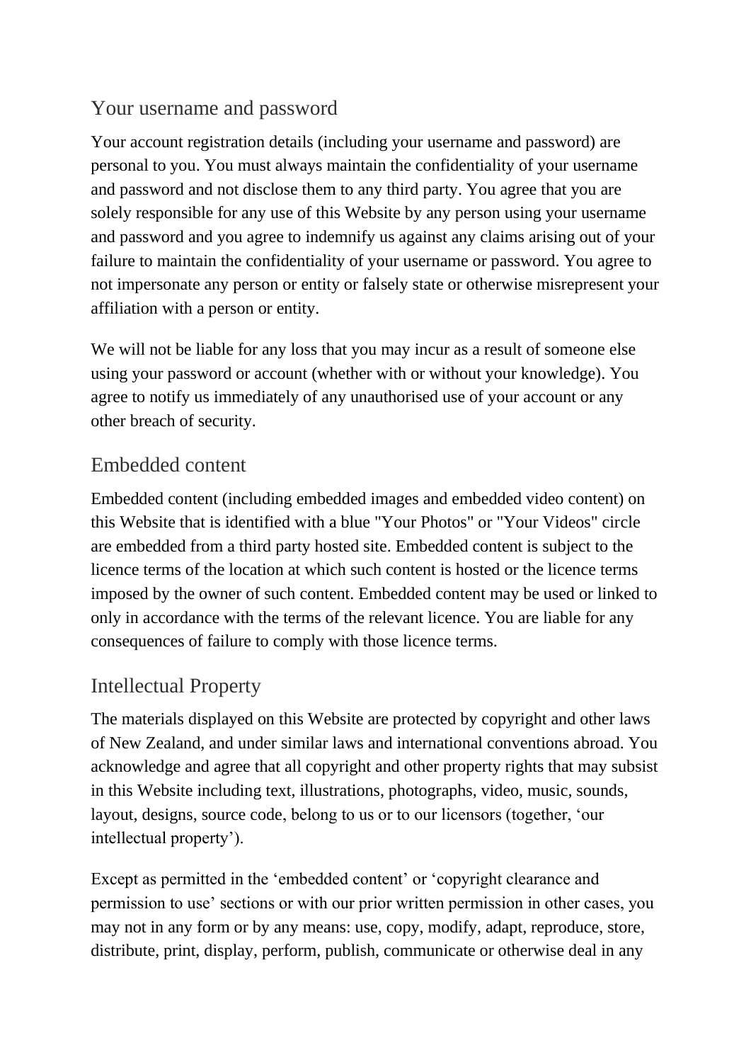## Your username and password

Your account registration details (including your username and password) are personal to you. You must always maintain the confidentiality of your username and password and not disclose them to any third party. You agree that you are solely responsible for any use of this Website by any person using your username and password and you agree to indemnify us against any claims arising out of your failure to maintain the confidentiality of your username or password. You agree to not impersonate any person or entity or falsely state or otherwise misrepresent your affiliation with a person or entity.

We will not be liable for any loss that you may incur as a result of someone else using your password or account (whether with or without your knowledge). You agree to notify us immediately of any unauthorised use of your account or any other breach of security.

## Embedded content

Embedded content (including embedded images and embedded video content) on this Website that is identified with a blue "Your Photos" or "Your Videos" circle are embedded from a third party hosted site. Embedded content is subject to the licence terms of the location at which such content is hosted or the licence terms imposed by the owner of such content. Embedded content may be used or linked to only in accordance with the terms of the relevant licence. You are liable for any consequences of failure to comply with those licence terms.

## Intellectual Property

The materials displayed on this Website are protected by copyright and other laws of New Zealand, and under similar laws and international conventions abroad. You acknowledge and agree that all copyright and other property rights that may subsist in this Website including text, illustrations, photographs, video, music, sounds, layout, designs, source code, belong to us or to our licensors (together, 'our intellectual property').

Except as permitted in the 'embedded content' or 'copyright clearance and permission to use' sections or with our prior written permission in other cases, you may not in any form or by any means: use, copy, modify, adapt, reproduce, store, distribute, print, display, perform, publish, communicate or otherwise deal in any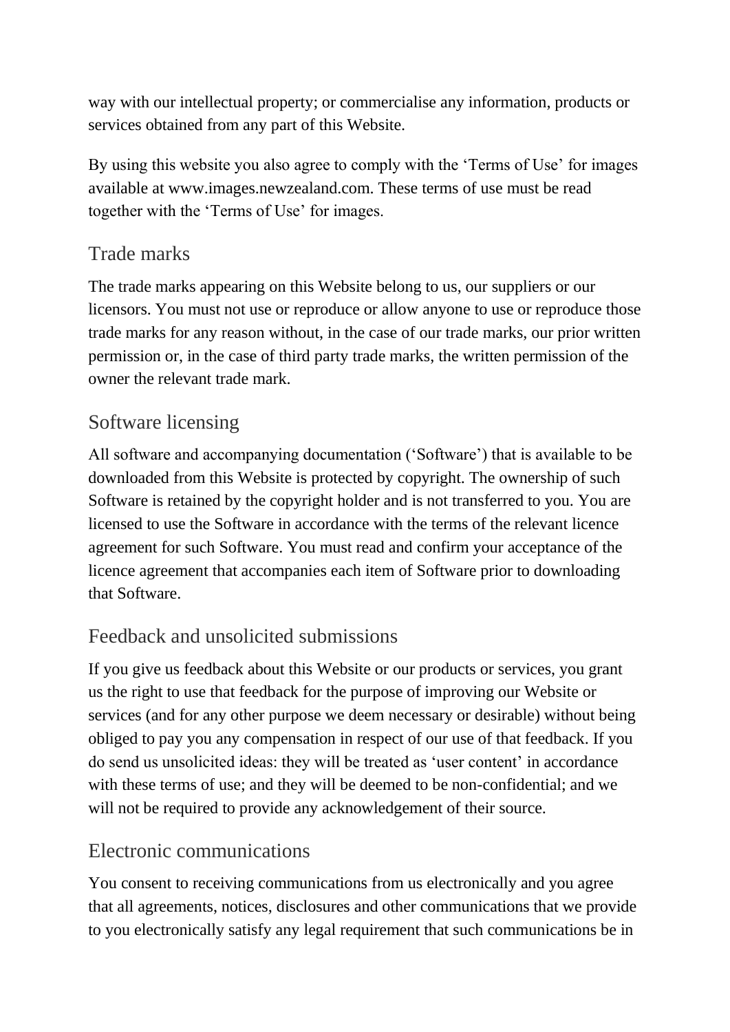way with our intellectual property; or commercialise any information, products or services obtained from any part of this Website.

By using this website you also agree to comply with the 'Terms of Use' for images available at www.images.newzealand.com. These terms of use must be read together with the 'Terms of Use' for images.

## Trade marks

The trade marks appearing on this Website belong to us, our suppliers or our licensors. You must not use or reproduce or allow anyone to use or reproduce those trade marks for any reason without, in the case of our trade marks, our prior written permission or, in the case of third party trade marks, the written permission of the owner the relevant trade mark.

## Software licensing

All software and accompanying documentation ('Software') that is available to be downloaded from this Website is protected by copyright. The ownership of such Software is retained by the copyright holder and is not transferred to you. You are licensed to use the Software in accordance with the terms of the relevant licence agreement for such Software. You must read and confirm your acceptance of the licence agreement that accompanies each item of Software prior to downloading that Software.

## Feedback and unsolicited submissions

If you give us feedback about this Website or our products or services, you grant us the right to use that feedback for the purpose of improving our Website or services (and for any other purpose we deem necessary or desirable) without being obliged to pay you any compensation in respect of our use of that feedback. If you do send us unsolicited ideas: they will be treated as 'user content' in accordance with these terms of use; and they will be deemed to be non-confidential; and we will not be required to provide any acknowledgement of their source.

## Electronic communications

You consent to receiving communications from us electronically and you agree that all agreements, notices, disclosures and other communications that we provide to you electronically satisfy any legal requirement that such communications be in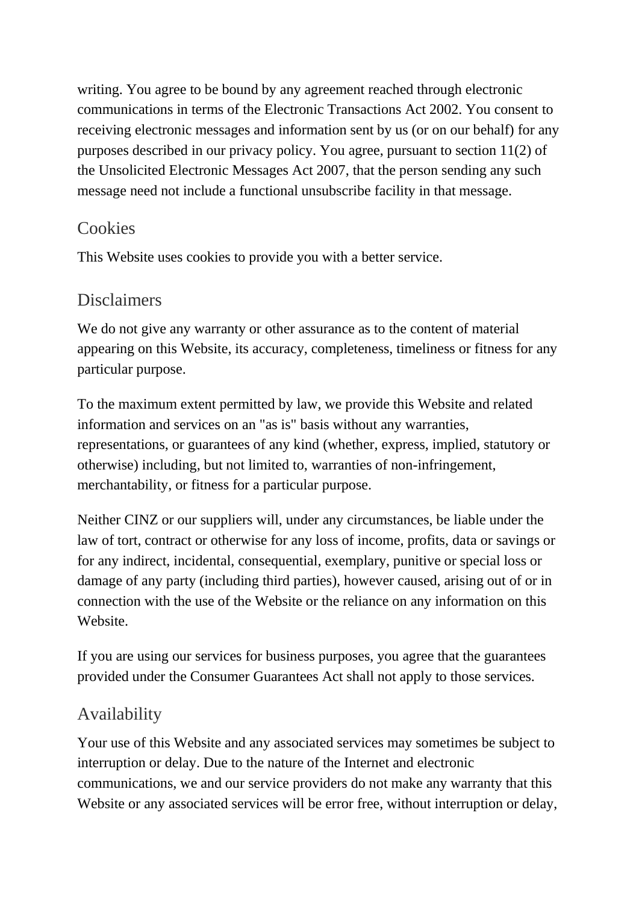writing. You agree to be bound by any agreement reached through electronic communications in terms of the Electronic Transactions Act 2002. You consent to receiving electronic messages and information sent by us (or on our behalf) for any purposes described in our privacy policy. You agree, pursuant to section 11(2) of the Unsolicited Electronic Messages Act 2007, that the person sending any such message need not include a functional unsubscribe facility in that message.

## Cookies

This Website uses cookies to provide you with a better service.

## Disclaimers

We do not give any warranty or other assurance as to the content of material appearing on this Website, its accuracy, completeness, timeliness or fitness for any particular purpose.

To the maximum extent permitted by law, we provide this Website and related information and services on an "as is" basis without any warranties, representations, or guarantees of any kind (whether, express, implied, statutory or otherwise) including, but not limited to, warranties of non-infringement, merchantability, or fitness for a particular purpose.

Neither CINZ or our suppliers will, under any circumstances, be liable under the law of tort, contract or otherwise for any loss of income, profits, data or savings or for any indirect, incidental, consequential, exemplary, punitive or special loss or damage of any party (including third parties), however caused, arising out of or in connection with the use of the Website or the reliance on any information on this Website.

If you are using our services for business purposes, you agree that the guarantees provided under the Consumer Guarantees Act shall not apply to those services.

## Availability

Your use of this Website and any associated services may sometimes be subject to interruption or delay. Due to the nature of the Internet and electronic communications, we and our service providers do not make any warranty that this Website or any associated services will be error free, without interruption or delay,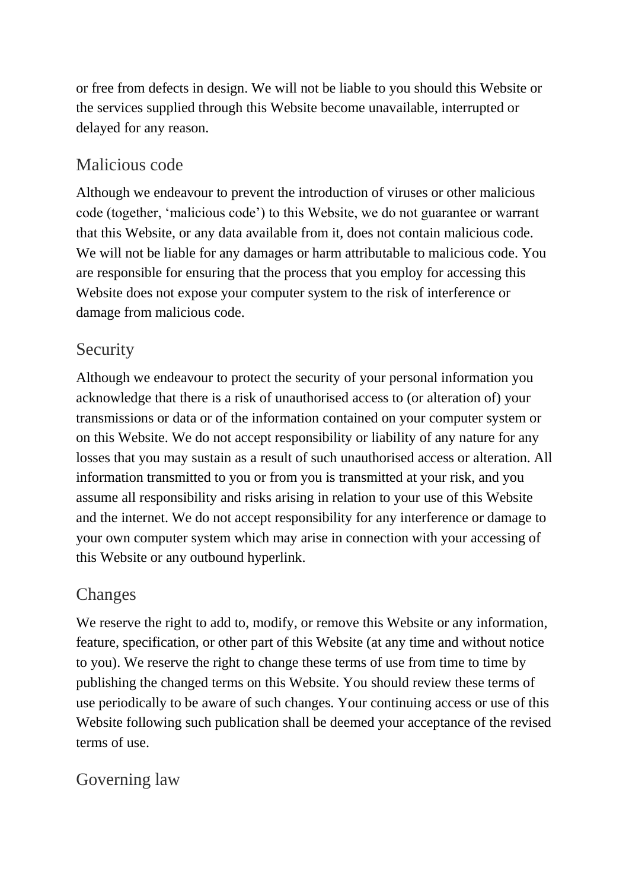or free from defects in design. We will not be liable to you should this Website or the services supplied through this Website become unavailable, interrupted or delayed for any reason.

## Malicious code

Although we endeavour to prevent the introduction of viruses or other malicious code (together, 'malicious code') to this Website, we do not guarantee or warrant that this Website, or any data available from it, does not contain malicious code. We will not be liable for any damages or harm attributable to malicious code. You are responsible for ensuring that the process that you employ for accessing this Website does not expose your computer system to the risk of interference or damage from malicious code.

## Security

Although we endeavour to protect the security of your personal information you acknowledge that there is a risk of unauthorised access to (or alteration of) your transmissions or data or of the information contained on your computer system or on this Website. We do not accept responsibility or liability of any nature for any losses that you may sustain as a result of such unauthorised access or alteration. All information transmitted to you or from you is transmitted at your risk, and you assume all responsibility and risks arising in relation to your use of this Website and the internet. We do not accept responsibility for any interference or damage to your own computer system which may arise in connection with your accessing of this Website or any outbound hyperlink.

## Changes

We reserve the right to add to, modify, or remove this Website or any information, feature, specification, or other part of this Website (at any time and without notice to you). We reserve the right to change these terms of use from time to time by publishing the changed terms on this Website. You should review these terms of use periodically to be aware of such changes. Your continuing access or use of this Website following such publication shall be deemed your acceptance of the revised terms of use.

## Governing law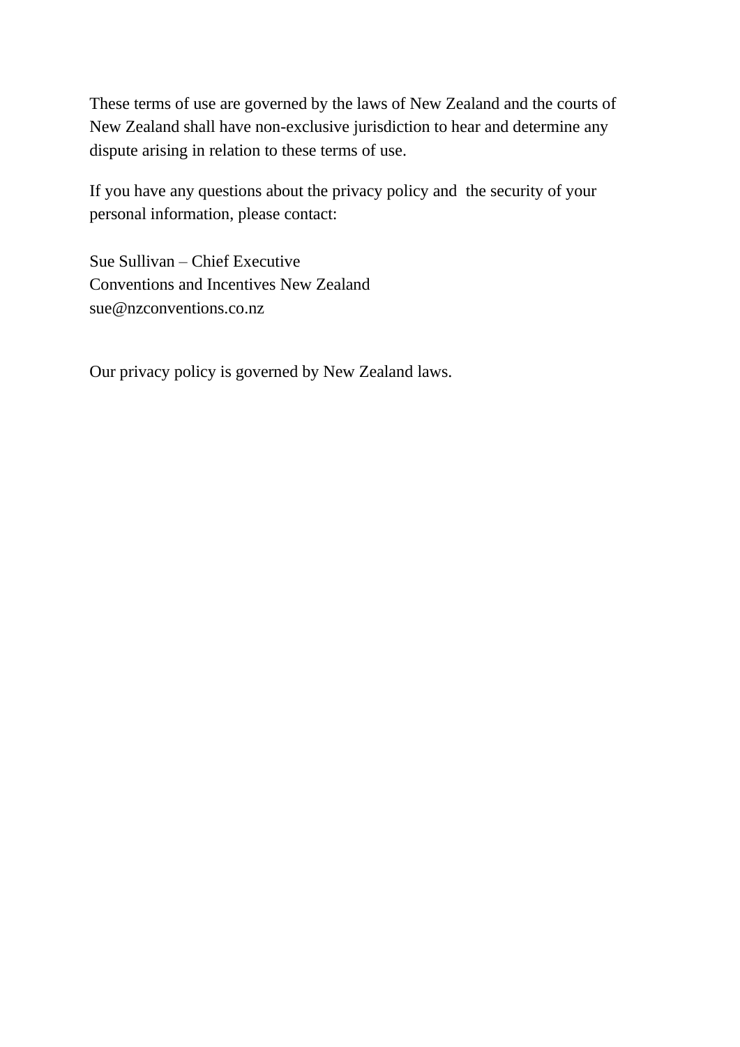These terms of use are governed by the laws of New Zealand and the courts of New Zealand shall have non-exclusive jurisdiction to hear and determine any dispute arising in relation to these terms of use.

If you have any questions about the privacy policy and the security of your personal information, please contact:

Sue Sullivan – Chief Executive
Conventions and Incentives New Zealand
sue@nzconventions.co.nz

Our privacy policy is governed by New Zealand laws.